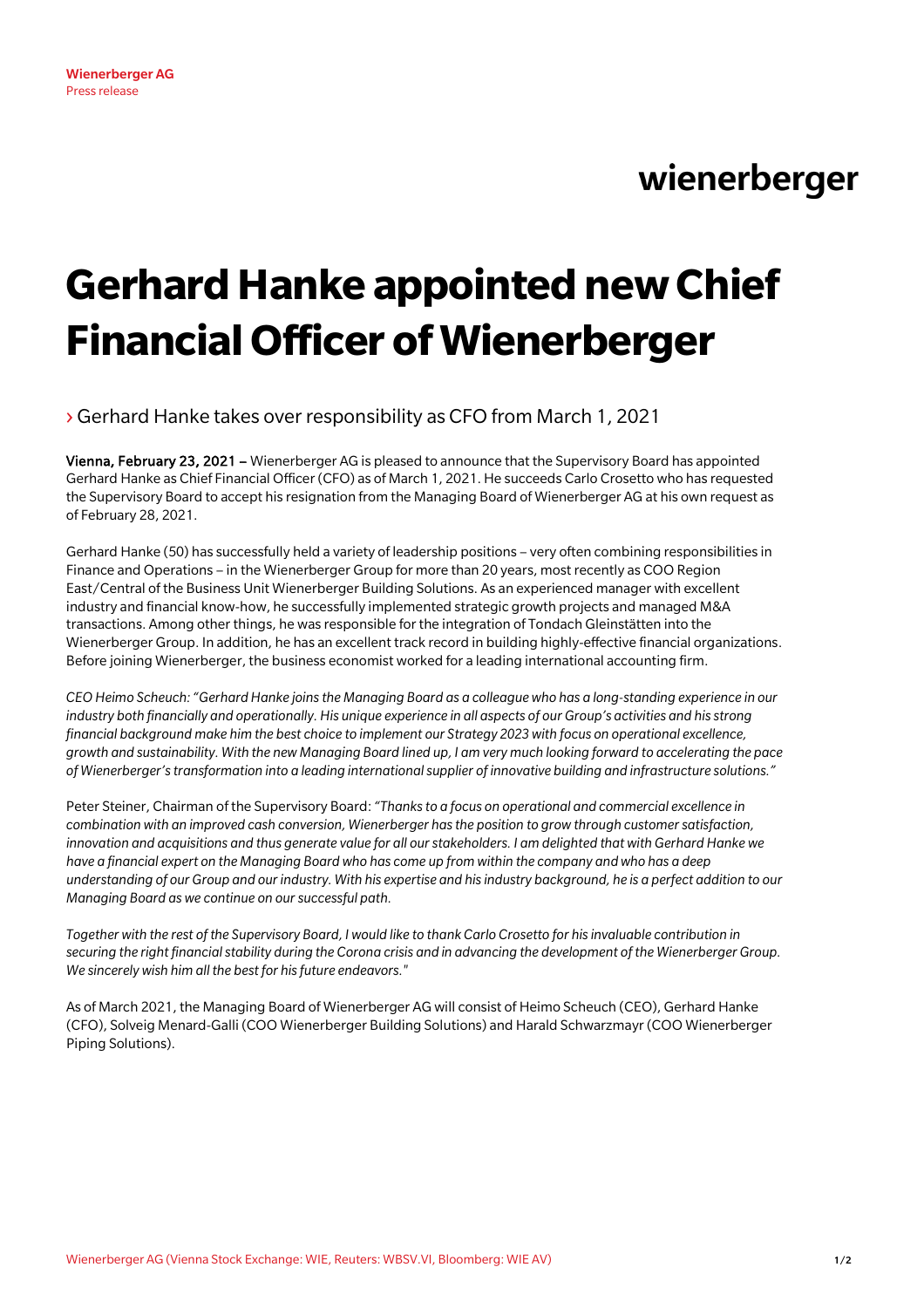**Wienerberger AG**
Press release

wienerberger

# Gerhard Hanke appointed new Chief Financial Officer of Wienerberger

› Gerhard Hanke takes over responsibility as CFO from March 1, 2021

**Vienna, February 23, 2021 –** Wienerberger AG is pleased to announce that the Supervisory Board has appointed Gerhard Hanke as Chief Financial Officer (CFO) as of March 1, 2021. He succeeds Carlo Crosetto who has requested the Supervisory Board to accept his resignation from the Managing Board of Wienerberger AG at his own request as of February 28, 2021.

Gerhard Hanke (50) has successfully held a variety of leadership positions – very often combining responsibilities in Finance and Operations – in the Wienerberger Group for more than 20 years, most recently as COO Region East/Central of the Business Unit Wienerberger Building Solutions. As an experienced manager with excellent industry and financial know-how, he successfully implemented strategic growth projects and managed M&A transactions. Among other things, he was responsible for the integration of Tondach Gleinstätten into the Wienerberger Group. In addition, he has an excellent track record in building highly-effective financial organizations. Before joining Wienerberger, the business economist worked for a leading international accounting firm.

*CEO Heimo Scheuch: "Gerhard Hanke joins the Managing Board as a colleague who has a long-standing experience in our industry both financially and operationally. His unique experience in all aspects of our Group's activities and his strong financial background make him the best choice to implement our Strategy 2023 with focus on operational excellence, growth and sustainability. With the new Managing Board lined up, I am very much looking forward to accelerating the pace of Wienerberger's transformation into a leading international supplier of innovative building and infrastructure solutions."*

Peter Steiner, Chairman of the Supervisory Board: *"Thanks to a focus on operational and commercial excellence in combination with an improved cash conversion, Wienerberger has the position to grow through customer satisfaction, innovation and acquisitions and thus generate value for all our stakeholders. I am delighted that with Gerhard Hanke we have a financial expert on the Managing Board who has come up from within the company and who has a deep understanding of our Group and our industry. With his expertise and his industry background, he is a perfect addition to our Managing Board as we continue on our successful path.*

*Together with the rest of the Supervisory Board, I would like to thank Carlo Crosetto for his invaluable contribution in securing the right financial stability during the Corona crisis and in advancing the development of the Wienerberger Group. We sincerely wish him all the best for his future endeavors."*

As of March 2021, the Managing Board of Wienerberger AG will consist of Heimo Scheuch (CEO), Gerhard Hanke (CFO), Solveig Menard-Galli (COO Wienerberger Building Solutions) and Harald Schwarzmayr (COO Wienerberger Piping Solutions).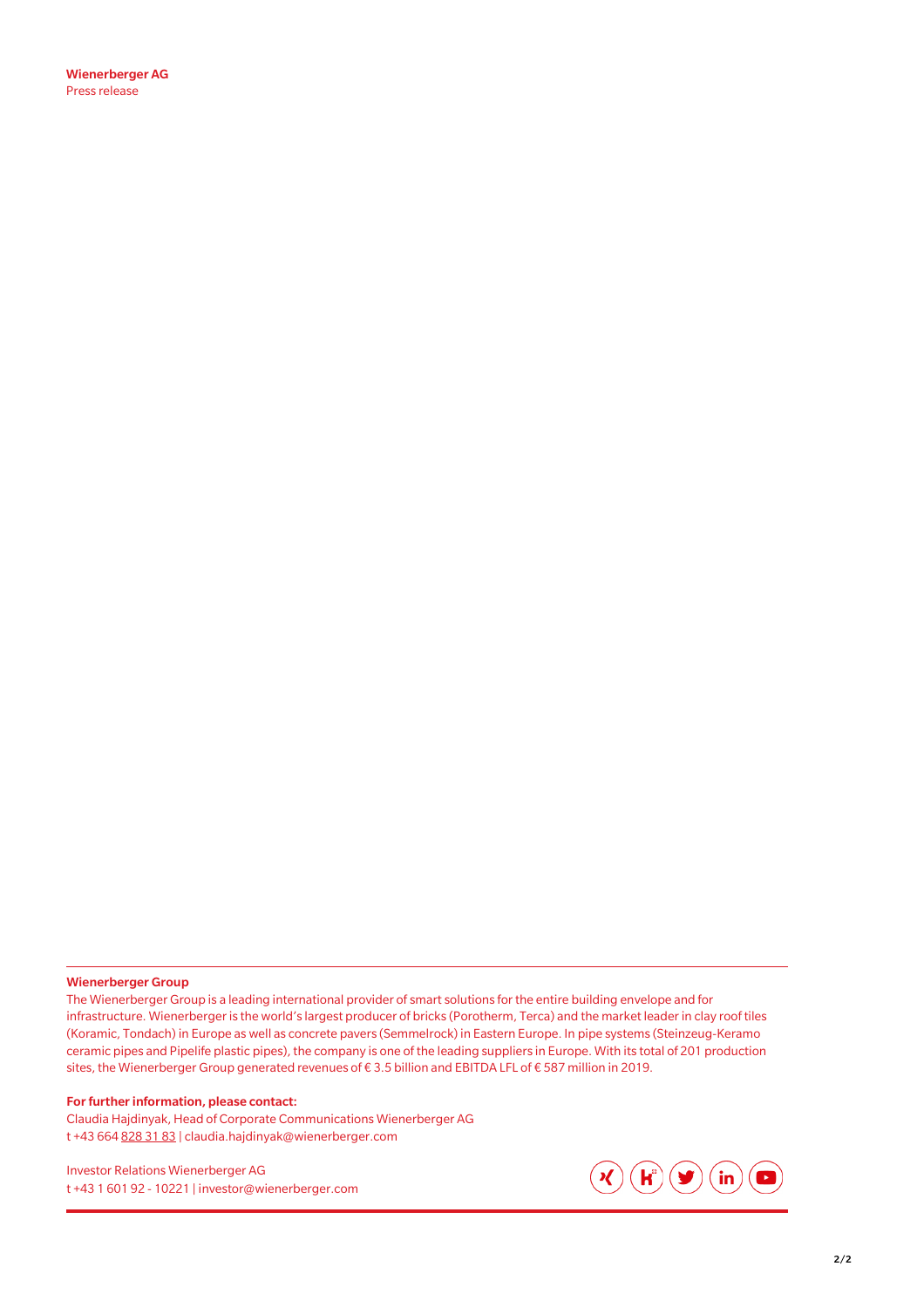## Wienerberger Group

The Wienerberger Group is a leading international provider of smart solutions for the entire building envelope and for infrastructure. Wienerberger is the world's largest producer of bricks (Porotherm, Terca) and the market leader in clay roof tiles (Koramic, Tondach) in Europe as well as concrete pavers (Semmelrock) in Eastern Europe. In pipe systems (Steinzeug-Keramo ceramic pipes and Pipelife plastic pipes), the company is one of the leading suppliers in Europe. With its total of 201 production sites, the Wienerberger Group generated revenues of € 3.5 billion and EBITDA LFL of € 587 million in 2019.

**For further information, please contact:**

Claudia Hajdinyak, Head of Corporate Communications Wienerberger AG
t +43 664 828 31 83 | claudia.hajdinyak@wienerberger.com

Investor Relations Wienerberger AG
t +43 1 601 92 - 10221 | investor@wienerberger.com